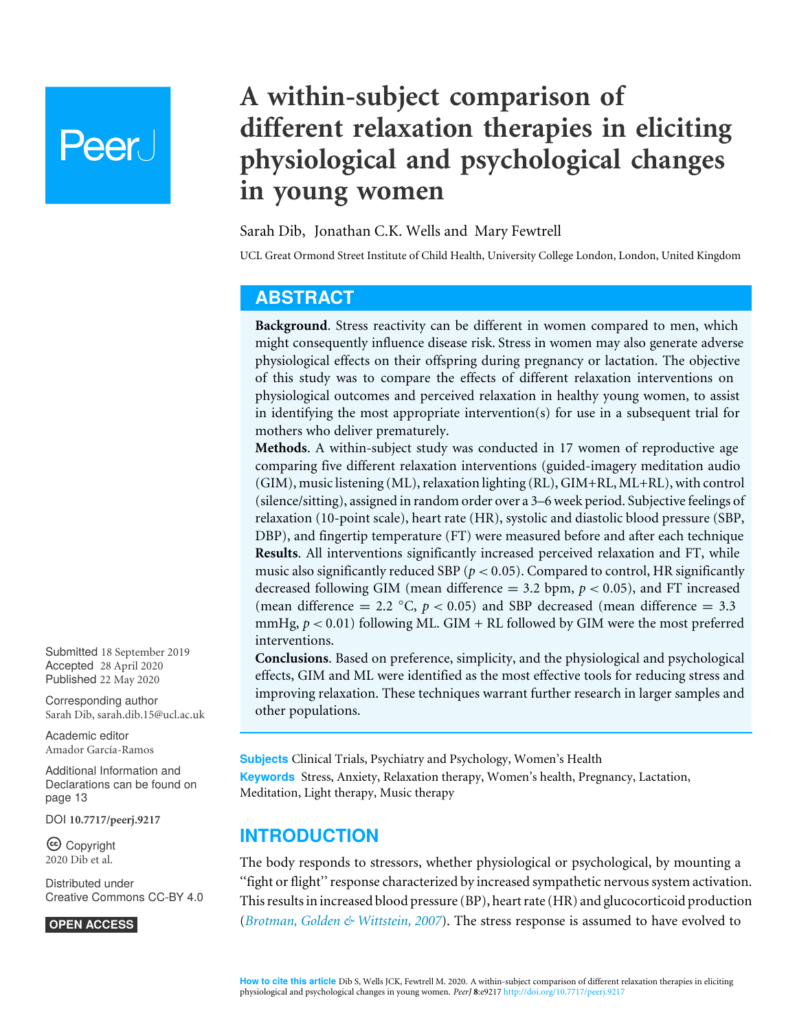# A within-subject comparison of different relaxation therapies in eliciting physiological and psychological changes in young women

Sarah Dib, Jonathan C.K. Wells and Mary Fewtrell

UCL Great Ormond Street Institute of Child Health, University College London, London, United Kingdom

## ABSTRACT

**Background**. Stress reactivity can be different in women compared to men, which might consequently influence disease risk. Stress in women may also generate adverse physiological effects on their offspring during pregnancy or lactation. The objective of this study was to compare the effects of different relaxation interventions on physiological outcomes and perceived relaxation in healthy young women, to assist in identifying the most appropriate intervention(s) for use in a subsequent trial for mothers who deliver prematurely.

**Methods**. A within-subject study was conducted in 17 women of reproductive age comparing five different relaxation interventions (guided-imagery meditation audio (GIM), music listening (ML), relaxation lighting (RL), GIM+RL, ML+RL), with control (silence/sitting), assigned in random order over a 3–6 week period. Subjective feelings of relaxation (10-point scale), heart rate (HR), systolic and diastolic blood pressure (SBP, DBP), and fingertip temperature (FT) were measured before and after each technique

**Results**. All interventions significantly increased perceived relaxation and FT, while music also significantly reduced SBP ($p < 0.05$). Compared to control, HR significantly decreased following GIM (mean difference = 3.2 bpm, $p < 0.05$), and FT increased (mean difference = 2.2 °C, $p < 0.05$) and SBP decreased (mean difference = 3.3 mmHg, $p < 0.01$) following ML. GIM + RL followed by GIM were the most preferred interventions.

**Conclusions**. Based on preference, simplicity, and the physiological and psychological effects, GIM and ML were identified as the most effective tools for reducing stress and improving relaxation. These techniques warrant further research in larger samples and other populations.

Submitted 18 September 2019
Accepted 28 April 2020
Published 22 May 2020

Corresponding author
Sarah Dib, sarah.dib.15@ucl.ac.uk

Academic editor
Amador García-Ramos

Additional Information and Declarations can be found on page 13

DOI 10.7717/peerj.9217

Copyright
2020 Dib et al.

Distributed under
Creative Commons CC-BY 4.0

OPEN ACCESS

**Subjects** Clinical Trials, Psychiatry and Psychology, Women's Health

**Keywords** Stress, Anxiety, Relaxation therapy, Women's health, Pregnancy, Lactation, Meditation, Light therapy, Music therapy

## INTRODUCTION

The body responds to stressors, whether physiological or psychological, by mounting a "fight or flight" response characterized by increased sympathetic nervous system activation. This results in increased blood pressure (BP), heart rate (HR) and glucocorticoid production (*Brotman, Golden & Wittstein, 2007*). The stress response is assumed to have evolved to

**How to cite this article** Dib S, Wells JCK, Fewtrell M. 2020. A within-subject comparison of different relaxation therapies in eliciting physiological and psychological changes in young women. *PeerJ* 8:e9217 http://doi.org/10.7717/peerj.9217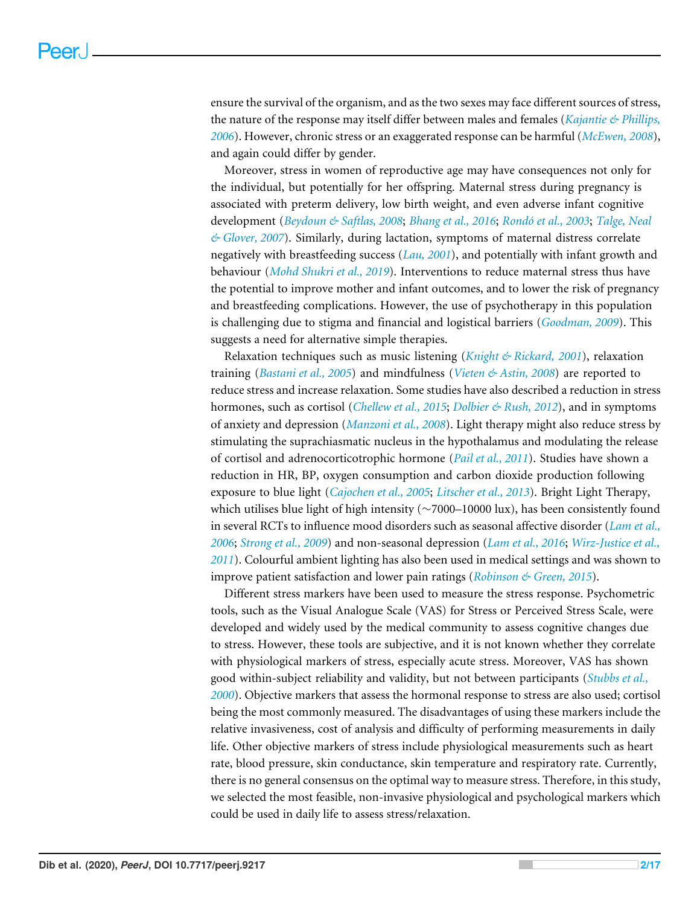ensure the survival of the organism, and as the two sexes may face different sources of stress, the nature of the response may itself differ between males and females (*Kajantie & Phillips, 2006*). However, chronic stress or an exaggerated response can be harmful (*McEwen, 2008*), and again could differ by gender.

Moreover, stress in women of reproductive age may have consequences not only for the individual, but potentially for her offspring. Maternal stress during pregnancy is associated with preterm delivery, low birth weight, and even adverse infant cognitive development (*Beydoun & Saftlas, 2008*; *Bhang et al., 2016*; *Rondó et al., 2003*; *Talge, Neal & Glover, 2007*). Similarly, during lactation, symptoms of maternal distress correlate negatively with breastfeeding success (*Lau, 2001*), and potentially with infant growth and behaviour (*Mohd Shukri et al., 2019*). Interventions to reduce maternal stress thus have the potential to improve mother and infant outcomes, and to lower the risk of pregnancy and breastfeeding complications. However, the use of psychotherapy in this population is challenging due to stigma and financial and logistical barriers (*Goodman, 2009*). This suggests a need for alternative simple therapies.

Relaxation techniques such as music listening (*Knight & Rickard, 2001*), relaxation training (*Bastani et al., 2005*) and mindfulness (*Vieten & Astin, 2008*) are reported to reduce stress and increase relaxation. Some studies have also described a reduction in stress hormones, such as cortisol (*Chellew et al., 2015*; *Dolbier & Rush, 2012*), and in symptoms of anxiety and depression (*Manzoni et al., 2008*). Light therapy might also reduce stress by stimulating the suprachiasmatic nucleus in the hypothalamus and modulating the release of cortisol and adrenocorticotrophic hormone (*Pail et al., 2011*). Studies have shown a reduction in HR, BP, oxygen consumption and carbon dioxide production following exposure to blue light (*Cajochen et al., 2005*; *Litscher et al., 2013*). Bright Light Therapy, which utilises blue light of high intensity (~7000–10000 lux), has been consistently found in several RCTs to influence mood disorders such as seasonal affective disorder (*Lam et al., 2006*; *Strong et al., 2009*) and non-seasonal depression (*Lam et al., 2016*; *Wirz-Justice et al., 2011*). Colourful ambient lighting has also been used in medical settings and was shown to improve patient satisfaction and lower pain ratings (*Robinson & Green, 2015*).

Different stress markers have been used to measure the stress response. Psychometric tools, such as the Visual Analogue Scale (VAS) for Stress or Perceived Stress Scale, were developed and widely used by the medical community to assess cognitive changes due to stress. However, these tools are subjective, and it is not known whether they correlate with physiological markers of stress, especially acute stress. Moreover, VAS has shown good within-subject reliability and validity, but not between participants (*Stubbs et al., 2000*). Objective markers that assess the hormonal response to stress are also used; cortisol being the most commonly measured. The disadvantages of using these markers include the relative invasiveness, cost of analysis and difficulty of performing measurements in daily life. Other objective markers of stress include physiological measurements such as heart rate, blood pressure, skin conductance, skin temperature and respiratory rate. Currently, there is no general consensus on the optimal way to measure stress. Therefore, in this study, we selected the most feasible, non-invasive physiological and psychological markers which could be used in daily life to assess stress/relaxation.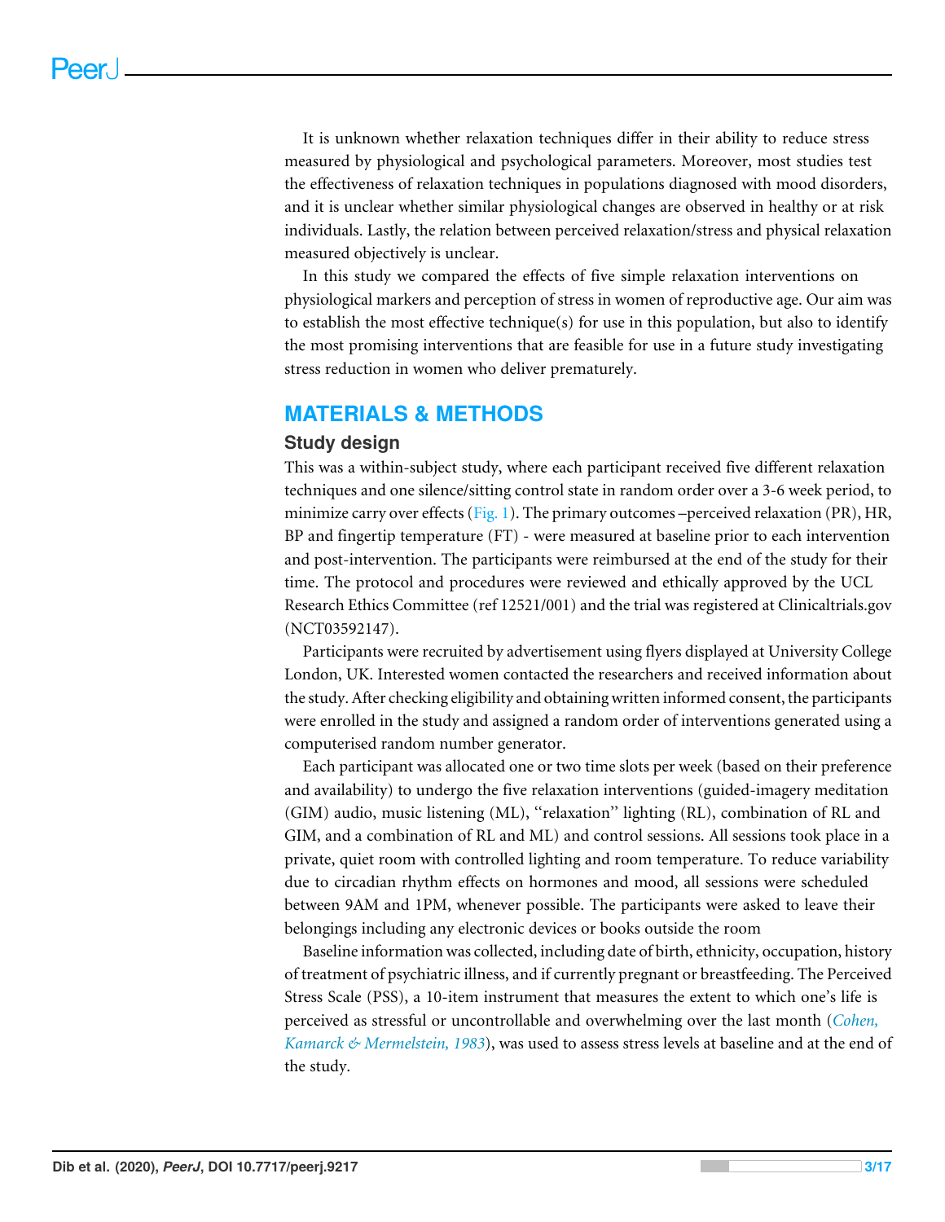It is unknown whether relaxation techniques differ in their ability to reduce stress measured by physiological and psychological parameters. Moreover, most studies test the effectiveness of relaxation techniques in populations diagnosed with mood disorders, and it is unclear whether similar physiological changes are observed in healthy or at risk individuals. Lastly, the relation between perceived relaxation/stress and physical relaxation measured objectively is unclear.

In this study we compared the effects of five simple relaxation interventions on physiological markers and perception of stress in women of reproductive age. Our aim was to establish the most effective technique(s) for use in this population, but also to identify the most promising interventions that are feasible for use in a future study investigating stress reduction in women who deliver prematurely.

## MATERIALS & METHODS

### Study design

This was a within-subject study, where each participant received five different relaxation techniques and one silence/sitting control state in random order over a 3-6 week period, to minimize carry over effects (Fig. 1). The primary outcomes –perceived relaxation (PR), HR, BP and fingertip temperature (FT) - were measured at baseline prior to each intervention and post-intervention. The participants were reimbursed at the end of the study for their time. The protocol and procedures were reviewed and ethically approved by the UCL Research Ethics Committee (ref 12521/001) and the trial was registered at Clinicaltrials.gov (NCT03592147).

Participants were recruited by advertisement using flyers displayed at University College London, UK. Interested women contacted the researchers and received information about the study. After checking eligibility and obtaining written informed consent, the participants were enrolled in the study and assigned a random order of interventions generated using a computerised random number generator.

Each participant was allocated one or two time slots per week (based on their preference and availability) to undergo the five relaxation interventions (guided-imagery meditation (GIM) audio, music listening (ML), "relaxation" lighting (RL), combination of RL and GIM, and a combination of RL and ML) and control sessions. All sessions took place in a private, quiet room with controlled lighting and room temperature. To reduce variability due to circadian rhythm effects on hormones and mood, all sessions were scheduled between 9AM and 1PM, whenever possible. The participants were asked to leave their belongings including any electronic devices or books outside the room

Baseline information was collected, including date of birth, ethnicity, occupation, history of treatment of psychiatric illness, and if currently pregnant or breastfeeding. The Perceived Stress Scale (PSS), a 10-item instrument that measures the extent to which one's life is perceived as stressful or uncontrollable and overwhelming over the last month (*Cohen, Kamarck & Mermelstein, 1983*), was used to assess stress levels at baseline and at the end of the study.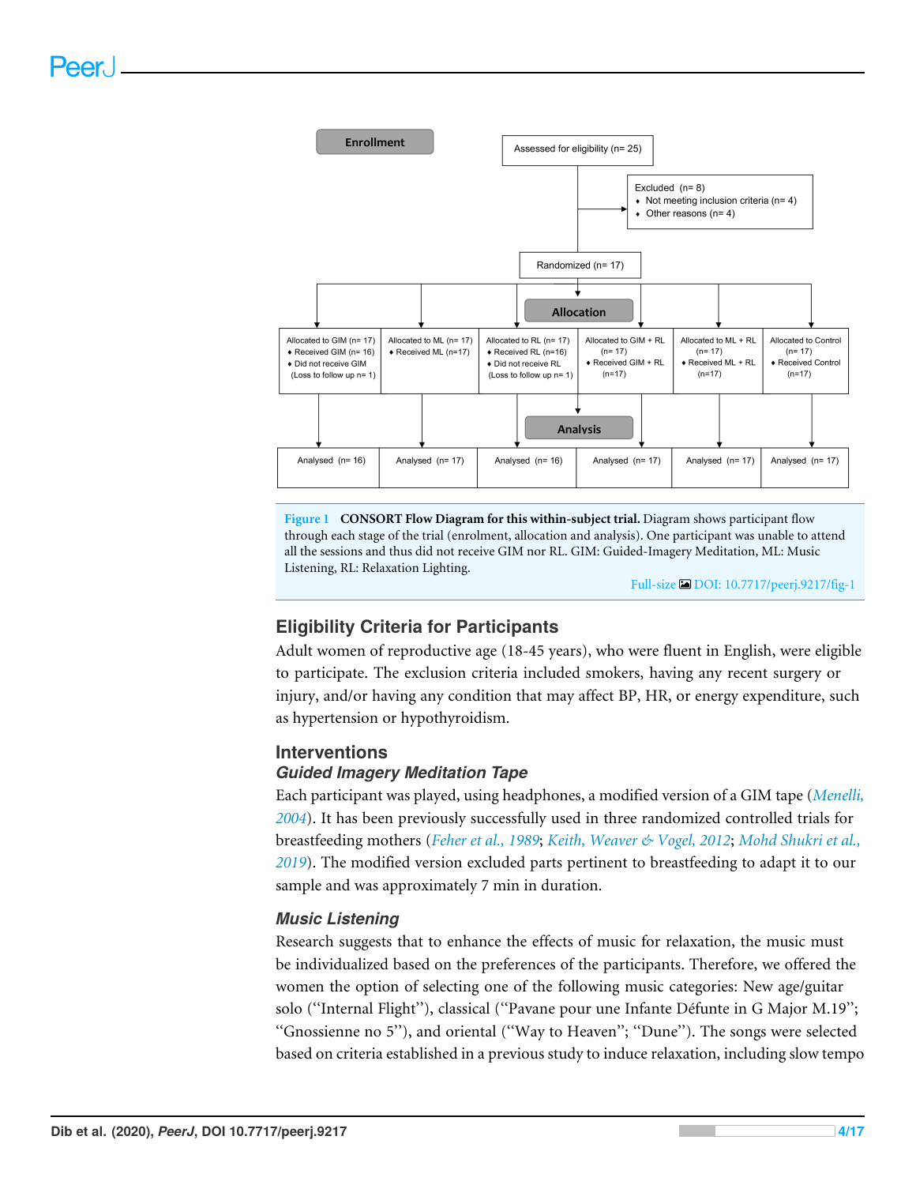Enrollment

Assessed for eligibility (n= 25)

Excluded (n= 8)
- Not meeting inclusion criteria (n= 4)
- Other reasons (n= 4)

Randomized (n= 17)

Allocation

| Allocated to GIM (n= 17) | Allocated to ML (n= 17) | Allocated to RL (n= 17) | Allocated to GIM + RL (n= 17) | Allocated to ML + RL (n= 17) | Allocated to Control (n= 17) |
|---|---|---|---|---|---|
| ♦ Received GIM (n= 16) ♦ Did not receive GIM (Loss to follow up n= 1) | ♦ Received ML (n=17) | ♦ Received RL (n=16) ♦ Did not receive RL (Loss to follow up n= 1) | ♦ Received GIM + RL (n=17) | ♦ Received ML + RL (n=17) | ♦ Received Control (n=17) |

Analysis

| Analysed (n= 16) | Analysed (n= 17) | Analysed (n= 16) | Analysed (n= 17) | Analysed (n= 17) | Analysed (n= 17) |
|---|---|---|---|---|---|

**Figure 1 CONSORT Flow Diagram for this within-subject trial.** Diagram shows participant flow through each stage of the trial (enrolment, allocation and analysis). One participant was unable to attend all the sessions and thus did not receive GIM nor RL. GIM: Guided-Imagery Meditation, ML: Music Listening, RL: Relaxation Lighting.

Full-size DOI: 10.7717/peerj.9217/fig-1

## Eligibility Criteria for Participants

Adult women of reproductive age (18-45 years), who were fluent in English, were eligible to participate. The exclusion criteria included smokers, having any recent surgery or injury, and/or having any condition that may affect BP, HR, or energy expenditure, such as hypertension or hypothyroidism.

## Interventions

### *Guided Imagery Meditation Tape*

Each participant was played, using headphones, a modified version of a GIM tape (*Menelli, 2004*). It has been previously successfully used in three randomized controlled trials for breastfeeding mothers (*Feher et al., 1989*; *Keith, Weaver & Vogel, 2012*; *Mohd Shukri et al., 2019*). The modified version excluded parts pertinent to breastfeeding to adapt it to our sample and was approximately 7 min in duration.

### *Music Listening*

Research suggests that to enhance the effects of music for relaxation, the music must be individualized based on the preferences of the participants. Therefore, we offered the women the option of selecting one of the following music categories: New age/guitar solo ("Internal Flight"), classical ("Pavane pour une Infante Défunte in G Major M.19"; "Gnossienne no 5"), and oriental ("Way to Heaven"; "Dune"). The songs were selected based on criteria established in a previous study to induce relaxation, including slow tempo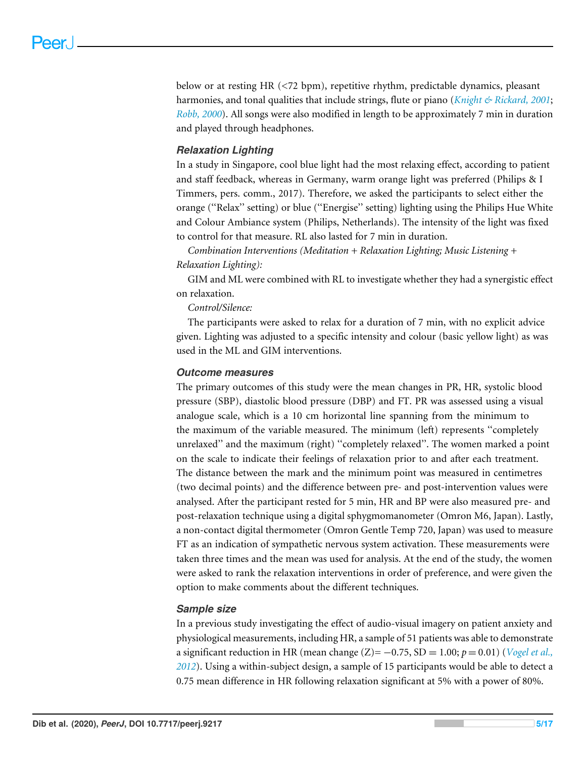below or at resting HR (<72 bpm), repetitive rhythm, predictable dynamics, pleasant harmonies, and tonal qualities that include strings, flute or piano (*Knight & Rickard, 2001*; *Robb, 2000*). All songs were also modified in length to be approximately 7 min in duration and played through headphones.

### Relaxation Lighting

In a study in Singapore, cool blue light had the most relaxing effect, according to patient and staff feedback, whereas in Germany, warm orange light was preferred (Philips & I Timmers, pers. comm., 2017). Therefore, we asked the participants to select either the orange ("Relax" setting) or blue ("Energise" setting) lighting using the Philips Hue White and Colour Ambiance system (Philips, Netherlands). The intensity of the light was fixed to control for that measure. RL also lasted for 7 min in duration.

*Combination Interventions (Meditation + Relaxation Lighting; Music Listening + Relaxation Lighting):*

GIM and ML were combined with RL to investigate whether they had a synergistic effect on relaxation.

*Control/Silence:*

The participants were asked to relax for a duration of 7 min, with no explicit advice given. Lighting was adjusted to a specific intensity and colour (basic yellow light) as was used in the ML and GIM interventions.

### Outcome measures

The primary outcomes of this study were the mean changes in PR, HR, systolic blood pressure (SBP), diastolic blood pressure (DBP) and FT. PR was assessed using a visual analogue scale, which is a 10 cm horizontal line spanning from the minimum to the maximum of the variable measured. The minimum (left) represents "completely unrelaxed" and the maximum (right) "completely relaxed". The women marked a point on the scale to indicate their feelings of relaxation prior to and after each treatment. The distance between the mark and the minimum point was measured in centimetres (two decimal points) and the difference between pre- and post-intervention values were analysed. After the participant rested for 5 min, HR and BP were also measured pre- and post-relaxation technique using a digital sphygmomanometer (Omron M6, Japan). Lastly, a non-contact digital thermometer (Omron Gentle Temp 720, Japan) was used to measure FT as an indication of sympathetic nervous system activation. These measurements were taken three times and the mean was used for analysis. At the end of the study, the women were asked to rank the relaxation interventions in order of preference, and were given the option to make comments about the different techniques.

### Sample size

In a previous study investigating the effect of audio-visual imagery on patient anxiety and physiological measurements, including HR, a sample of 51 patients was able to demonstrate a significant reduction in HR (mean change (Z)$= -0.75$, SD $= 1.00$; $p = 0.01$) (*Vogel et al., 2012*). Using a within-subject design, a sample of 15 participants would be able to detect a 0.75 mean difference in HR following relaxation significant at 5% with a power of 80%.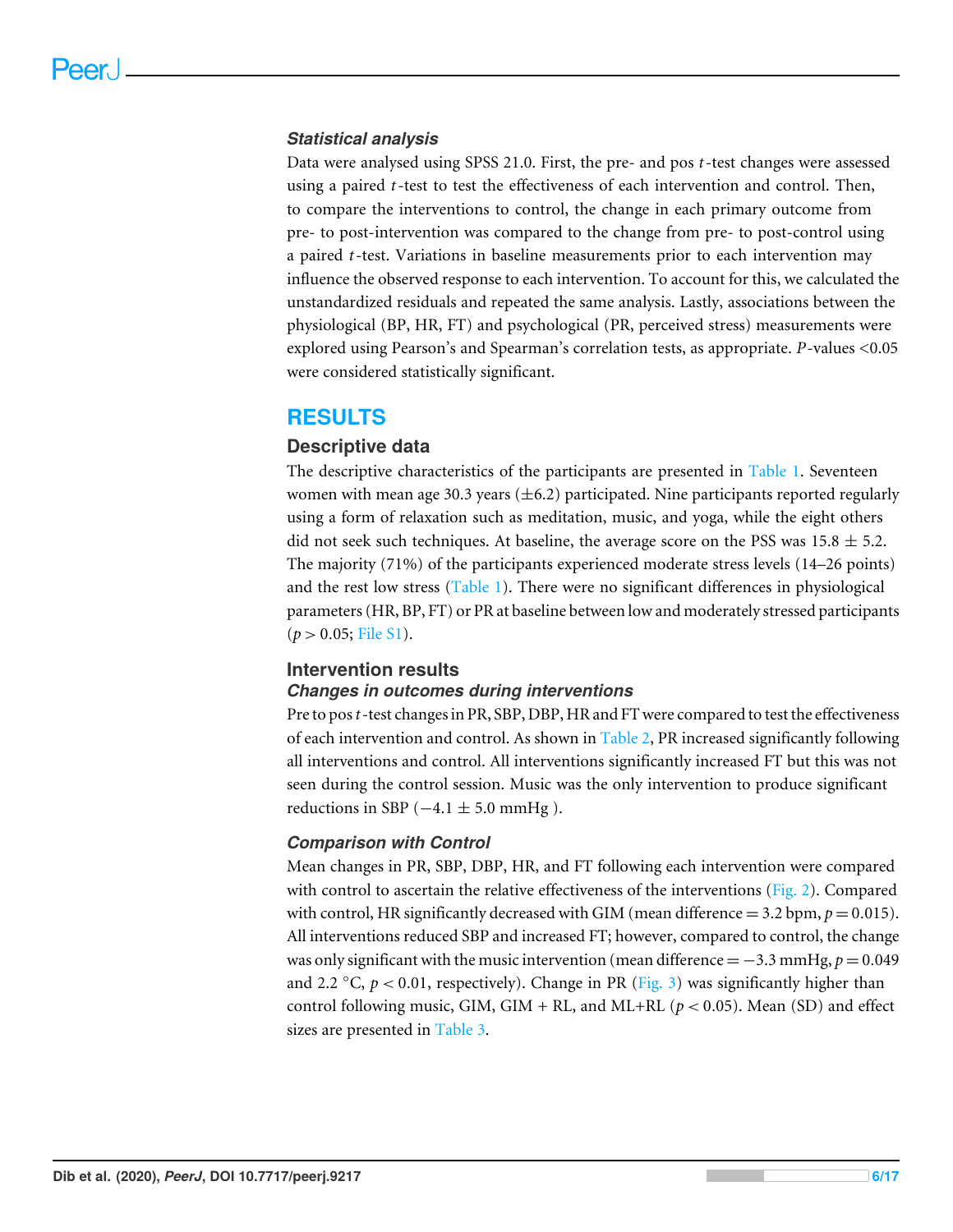### *Statistical analysis*

Data were analysed using SPSS 21.0. First, the pre- and pos *t*-test changes were assessed using a paired *t*-test to test the effectiveness of each intervention and control. Then, to compare the interventions to control, the change in each primary outcome from pre- to post-intervention was compared to the change from pre- to post-control using a paired *t*-test. Variations in baseline measurements prior to each intervention may influence the observed response to each intervention. To account for this, we calculated the unstandardized residuals and repeated the same analysis. Lastly, associations between the physiological (BP, HR, FT) and psychological (PR, perceived stress) measurements were explored using Pearson's and Spearman's correlation tests, as appropriate. *P*-values <0.05 were considered statistically significant.

# RESULTS

## Descriptive data

The descriptive characteristics of the participants are presented in Table 1. Seventeen women with mean age 30.3 years (±6.2) participated. Nine participants reported regularly using a form of relaxation such as meditation, music, and yoga, while the eight others did not seek such techniques. At baseline, the average score on the PSS was 15.8 ± 5.2. The majority (71%) of the participants experienced moderate stress levels (14–26 points) and the rest low stress (Table 1). There were no significant differences in physiological parameters (HR, BP, FT) or PR at baseline between low and moderately stressed participants ($p > 0.05$; File S1).

## Intervention results

### *Changes in outcomes during interventions*

Pre to pos *t*-test changes in PR, SBP, DBP, HR and FT were compared to test the effectiveness of each intervention and control. As shown in Table 2, PR increased significantly following all interventions and control. All interventions significantly increased FT but this was not seen during the control session. Music was the only intervention to produce significant reductions in SBP (−4.1 ± 5.0 mmHg ).

### *Comparison with Control*

Mean changes in PR, SBP, DBP, HR, and FT following each intervention were compared with control to ascertain the relative effectiveness of the interventions (Fig. 2). Compared with control, HR significantly decreased with GIM (mean difference = 3.2 bpm, $p = 0.015$). All interventions reduced SBP and increased FT; however, compared to control, the change was only significant with the music intervention (mean difference = −3.3 mmHg, $p = 0.049$ and 2.2 °C, $p < 0.01$, respectively). Change in PR (Fig. 3) was significantly higher than control following music, GIM, GIM + RL, and ML+RL ($p < 0.05$). Mean (SD) and effect sizes are presented in Table 3.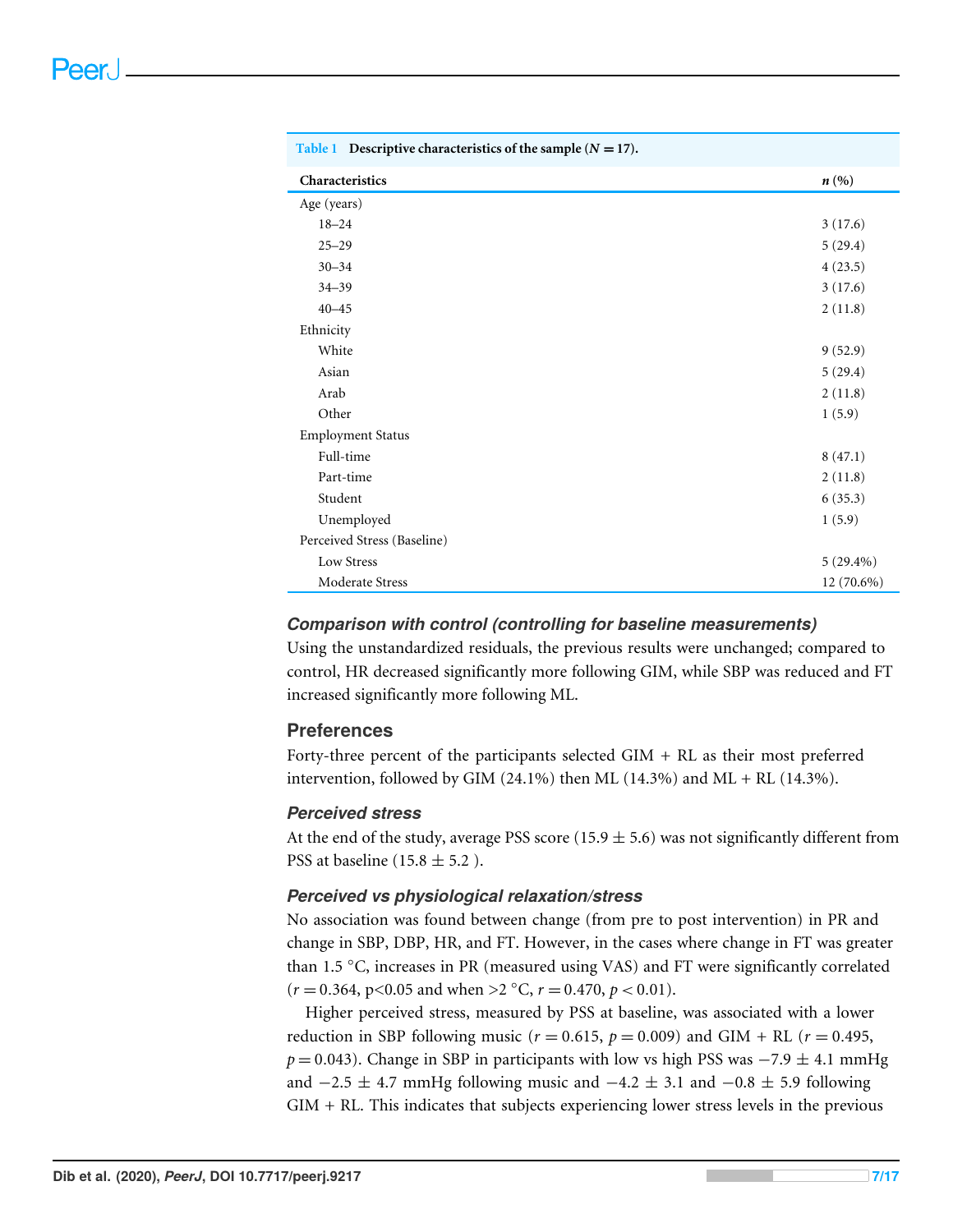**Table 1** Descriptive characteristics of the sample ($N = 17$).

| Characteristics | *n* (%) |
|---|---|
| Age (years) | |
| 18–24 | 3 (17.6) |
| 25–29 | 5 (29.4) |
| 30–34 | 4 (23.5) |
| 34–39 | 3 (17.6) |
| 40–45 | 2 (11.8) |
| Ethnicity | |
| White | 9 (52.9) |
| Asian | 5 (29.4) |
| Arab | 2 (11.8) |
| Other | 1 (5.9) |
| Employment Status | |
| Full-time | 8 (47.1) |
| Part-time | 2 (11.8) |
| Student | 6 (35.3) |
| Unemployed | 1 (5.9) |
| Perceived Stress (Baseline) | |
| Low Stress | 5 (29.4%) |
| Moderate Stress | 12 (70.6%) |

### *Comparison with control (controlling for baseline measurements)*

Using the unstandardized residuals, the previous results were unchanged; compared to control, HR decreased significantly more following GIM, while SBP was reduced and FT increased significantly more following ML.

## Preferences

Forty-three percent of the participants selected GIM + RL as their most preferred intervention, followed by GIM (24.1%) then ML (14.3%) and ML + RL (14.3%).

### *Perceived stress*

At the end of the study, average PSS score ($15.9 \pm 5.6$) was not significantly different from PSS at baseline ($15.8 \pm 5.2$ ).

### *Perceived vs physiological relaxation/stress*

No association was found between change (from pre to post intervention) in PR and change in SBP, DBP, HR, and FT. However, in the cases where change in FT was greater than 1.5 °C, increases in PR (measured using VAS) and FT were significantly correlated ($r = 0.364$, $p<0.05$ and when >2 °C, $r = 0.470$, $p < 0.01$).

Higher perceived stress, measured by PSS at baseline, was associated with a lower reduction in SBP following music ($r = 0.615$, $p = 0.009$) and GIM + RL ($r = 0.495$, $p = 0.043$). Change in SBP in participants with low vs high PSS was $-7.9 \pm 4.1$ mmHg and $-2.5 \pm 4.7$ mmHg following music and $-4.2 \pm 3.1$ and $-0.8 \pm 5.9$ following GIM + RL. This indicates that subjects experiencing lower stress levels in the previous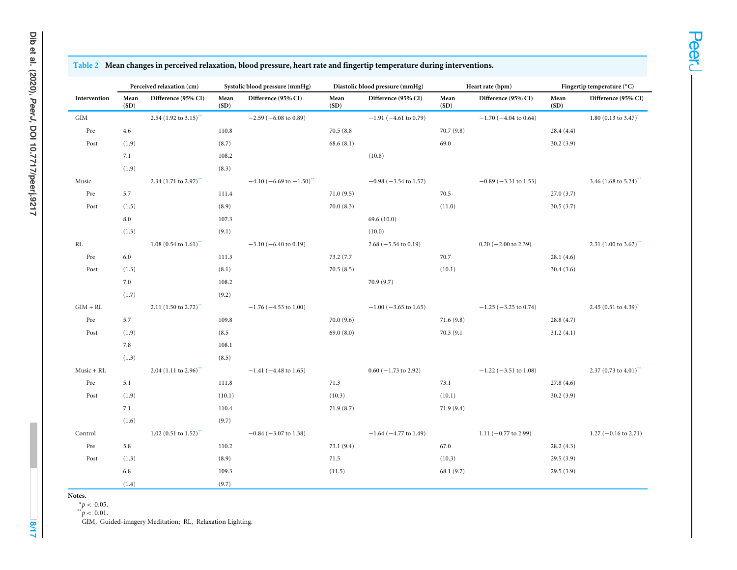**Table 2 Mean changes in perceived relaxation, blood pressure, heart rate and fingertip temperature during interventions.**

| | Perceived relaxation (cm) | | Systolic blood pressure (mmHg) | | Diastolic blood pressure (mmHg) | | Heart rate (bpm) | | Fingertip temperature (°C) | |
|---|---|---|---|---|---|---|---|---|---|---|
| Intervention | Mean (SD) | Difference (95% CI) | Mean (SD) | Difference (95% CI) | Mean (SD) | Difference (95% CI) | Mean (SD) | Difference (95% CI) | Mean (SD) | Difference (95% CI) |
| GIM | | 2.54 (1.92 to 3.15)** | | −2.59 (−6.08 to 0.89) | | −1.91 (−4.61 to 0.79) | | −1.70 (−4.04 to 0.64) | | 1.80 (0.13 to 3.47)* |
| Pre | 4.6 | | 110.8 | | 70.5 (8.8 | | 70.7 (9.8) | | 28.4 (4.4) | |
| Post | (1.9) | | (8.7) | | 68.6 (8.1) | | 69.0 | | 30.2 (3.9) | |
| | 7.1 | | 108.2 | | | (10.8) | | | | |
| | (1.9) | | (8.3) | | | | | | | |
| Music | | 2.34 (1.71 to 2.97)** | | −4.10 (−6.69 to −1.50)** | | −0.98 (−3.54 to 1.57) | | −0.89 (−3.31 to 1.53) | | 3.46 (1.68 to 5.24)** |
| Pre | 5.7 | | 111.4 | | 71.0 (9.5) | | 70.5 | | 27.0 (3.7) | |
| Post | (1.5) | | (8.9) | | 70.0 (8.3) | | (11.0) | | 30.5 (3.7) | |
| | 8.0 | | 107.3 | | | 69.6 (10.0) | | | | |
| | (1.3) | | (9.1) | | | (10.0) | | | | |
| RL | | 1.08 (0.54 to 1.61)** | | −3.10 (−6.40 to 0.19) | | 2.68 (−5.54 to 0.19) | | 0.20 (−2.00 to 2.39) | | 2.31 (1.00 to 3.62)** |
| Pre | 6.0 | | 111.3 | | 73.2 (7.7 | | 70.7 | | 28.1 (4.6) | |
| Post | (1.3) | | (8.1) | | 70.5 (8.5) | | (10.1) | | 30.4 (3.6) | |
| | 7.0 | | 108.2 | | | 70.9 (9.7) | | | | |
| | (1.7) | | (9.2) | | | | | | | |
| GIM + RL | | 2.11 (1.50 to 2.72)** | | −1.76 (−4.53 to 1.00) | | −1.00 (−3.65 to 1.65) | | −1.25 (−3.25 to 0.74) | | 2.45 (0.51 to 4.39)* |
| Pre | 5.7 | | 109.8 | | 70.0 (9.6) | | 71.6 (9.8) | | 28.8 (4.7) | |
| Post | (1.9) | | (8.5 | | 69.0 (8.0) | | 70.3 (9.1 | | 31.2 (4.1) | |
| | 7.8 | | 108.1 | | | | | | | |
| | (1.3) | | (8.5) | | | | | | | |
| Music + RL | | 2.04 (1.11 to 2.96)** | | −1.41 (−4.48 to 1.65) | | 0.60 (−1.73 to 2.92) | | −1.22 (−3.51 to 1.08) | | 2.37 (0.73 to 4.01)** |
| Pre | 5.1 | | 111.8 | | 71.3 | | 73.1 | | 27.8 (4.6) | |
| Post | (1.9) | | (10.1) | | (10.3) | | (10.1) | | 30.2 (3.9) | |
| | 7.1 | | 110.4 | | 71.9 (8.7) | | 71.9 (9.4) | | | |
| | (1.6) | | (9.7) | | | | | | | |
| Control | | 1.02 (0.51 to 1.52)** | | −0.84 (−3.07 to 1.38) | | −1.64 (−4.77 to 1.49) | | 1.11 (−0.77 to 2.99) | | 1.27 (−0.16 to 2.71) |
| Pre | 5.8 | | 110.2 | | 73.1 (9.4) | | 67.0 | | 28.2 (4.3) | |
| Post | (1.3) | | (8.9) | | 71.5 | | (10.3) | | 29.5 (3.9) | |
| | 6.8 | | 109.3 | | (11.5) | | 68.1 (9.7) | | 29.5 (3.9) | |
| | (1.4) | | (9.7) | | | | | | | |

**Notes.**

\* $p < 0.05$.

\*\* $p < 0.01$.

GIM, Guided-imagery Meditation; RL, Relaxation Lighting.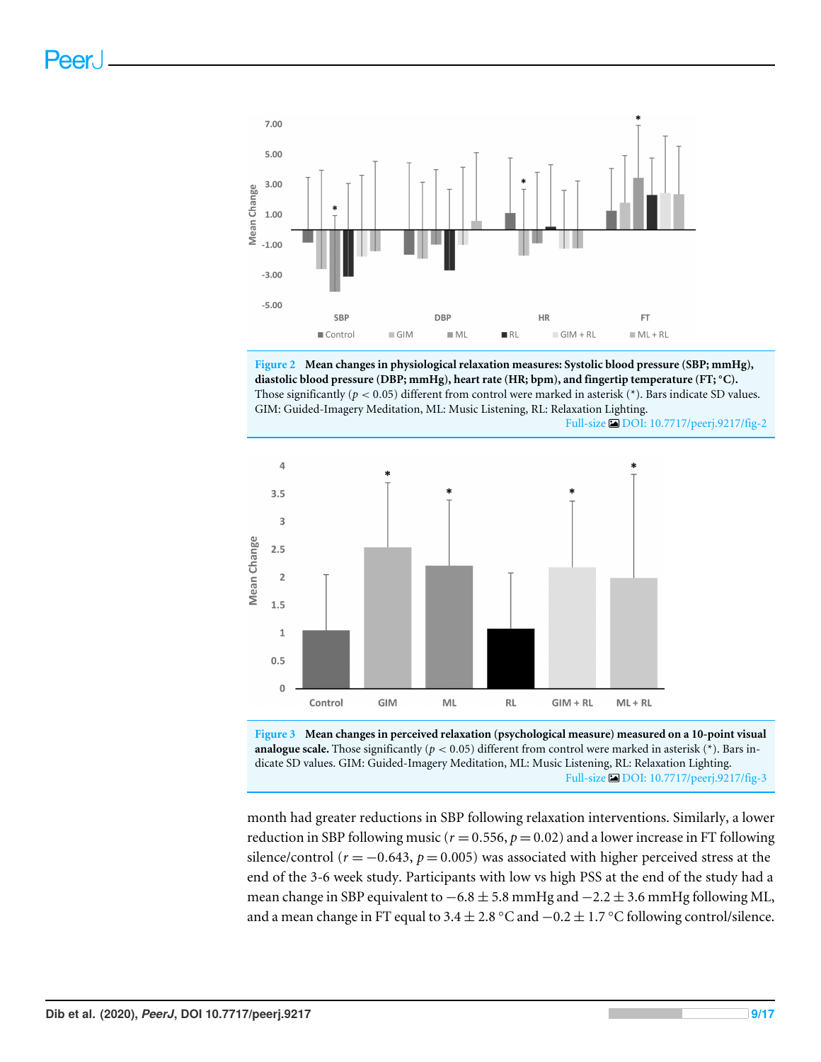**Figure 2 Mean changes in physiological relaxation measures: Systolic blood pressure (SBP; mmHg), diastolic blood pressure (DBP; mmHg), heart rate (HR; bpm), and fingertip temperature (FT; °C).** Those significantly ($p < 0.05$) different from control were marked in asterisk (*). Bars indicate SD values. GIM: Guided-Imagery Meditation, ML: Music Listening, RL: Relaxation Lighting.

Full-size DOI: 10.7717/peerj.9217/fig-2

**Figure 3 Mean changes in perceived relaxation (psychological measure) measured on a 10-point visual analogue scale.** Those significantly ($p < 0.05$) different from control were marked in asterisk (*). Bars indicate SD values. GIM: Guided-Imagery Meditation, ML: Music Listening, RL: Relaxation Lighting.

Full-size DOI: 10.7717/peerj.9217/fig-3

month had greater reductions in SBP following relaxation interventions. Similarly, a lower reduction in SBP following music ($r = 0.556$, $p = 0.02$) and a lower increase in FT following silence/control ($r = -0.643$, $p = 0.005$) was associated with higher perceived stress at the end of the 3-6 week study. Participants with low vs high PSS at the end of the study had a mean change in SBP equivalent to $-6.8 \pm 5.8$ mmHg and $-2.2 \pm 3.6$ mmHg following ML, and a mean change in FT equal to $3.4 \pm 2.8$ °C and $-0.2 \pm 1.7$ °C following control/silence.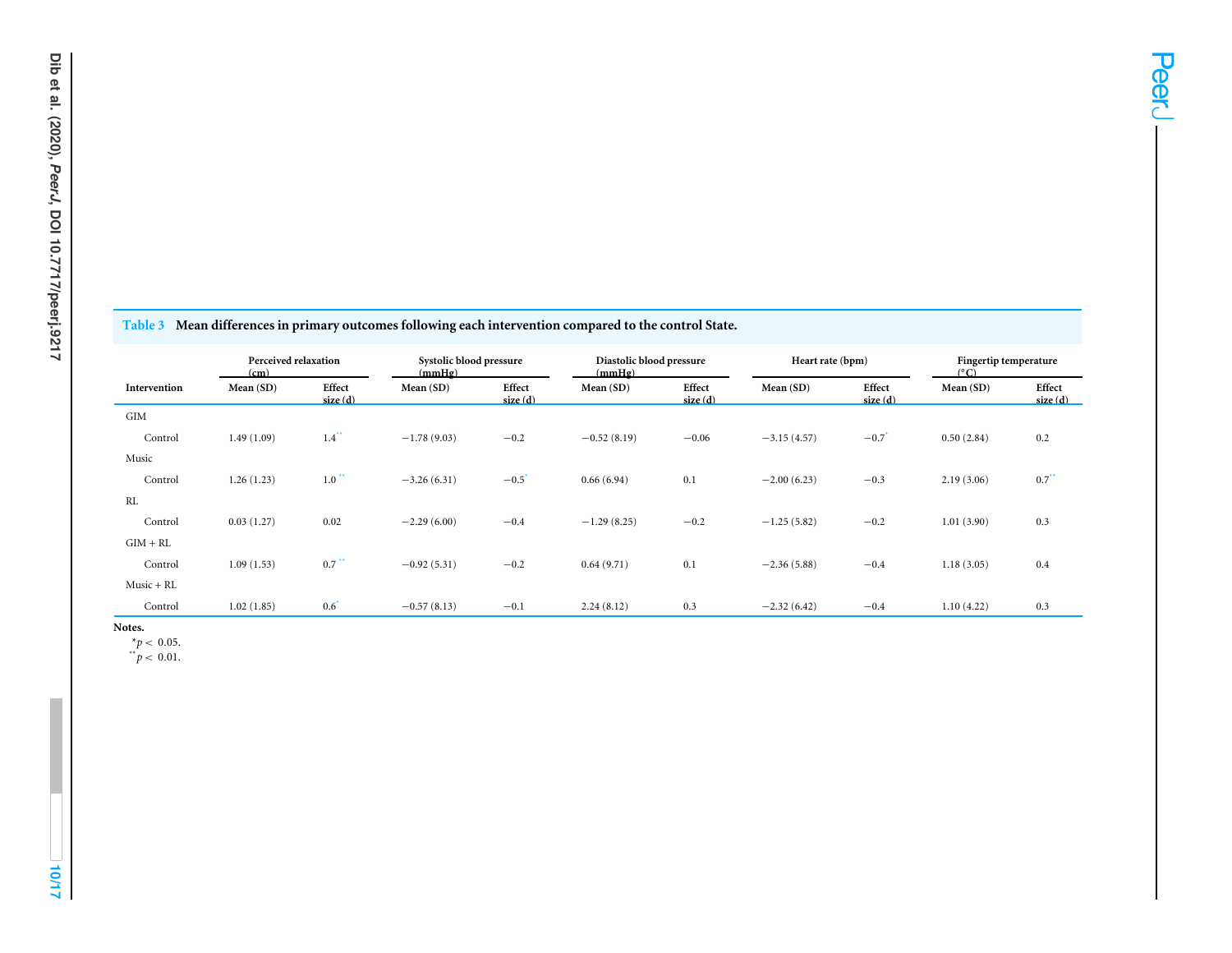**Table 3 Mean differences in primary outcomes following each intervention compared to the control State.**

| Intervention | Perceived relaxation (cm) | | Systolic blood pressure (mmHg) | | Diastolic blood pressure (mmHg) | | Heart rate (bpm) | | Fingertip temperature (°C) | |
|---|---|---|---|---|---|---|---|---|---|---|
| | Mean (SD) | Effect size (d) | Mean (SD) | Effect size (d) | Mean (SD) | Effect size (d) | Mean (SD) | Effect size (d) | Mean (SD) | Effect size (d) |
| GIM | | | | | | | | | | |
| Control | 1.49 (1.09) | 1.4** | −1.78 (9.03) | −0.2 | −0.52 (8.19) | −0.06 | −3.15 (4.57) | −0.7* | 0.50 (2.84) | 0.2 |
| Music | | | | | | | | | | |
| Control | 1.26 (1.23) | 1.0** | −3.26 (6.31) | −0.5* | 0.66 (6.94) | 0.1 | −2.00 (6.23) | −0.3 | 2.19 (3.06) | 0.7** |
| RL | | | | | | | | | | |
| Control | 0.03 (1.27) | 0.02 | −2.29 (6.00) | −0.4 | −1.29 (8.25) | −0.2 | −1.25 (5.82) | −0.2 | 1.01 (3.90) | 0.3 |
| GIM + RL | | | | | | | | | | |
| Control | 1.09 (1.53) | 0.7** | −0.92 (5.31) | −0.2 | 0.64 (9.71) | 0.1 | −2.36 (5.88) | −0.4 | 1.18 (3.05) | 0.4 |
| Music + RL | | | | | | | | | | |
| Control | 1.02 (1.85) | 0.6* | −0.57 (8.13) | −0.1 | 2.24 (8.12) | 0.3 | −2.32 (6.42) | −0.4 | 1.10 (4.22) | 0.3 |

**Notes.**

*$p < 0.05$.

**$p < 0.01$.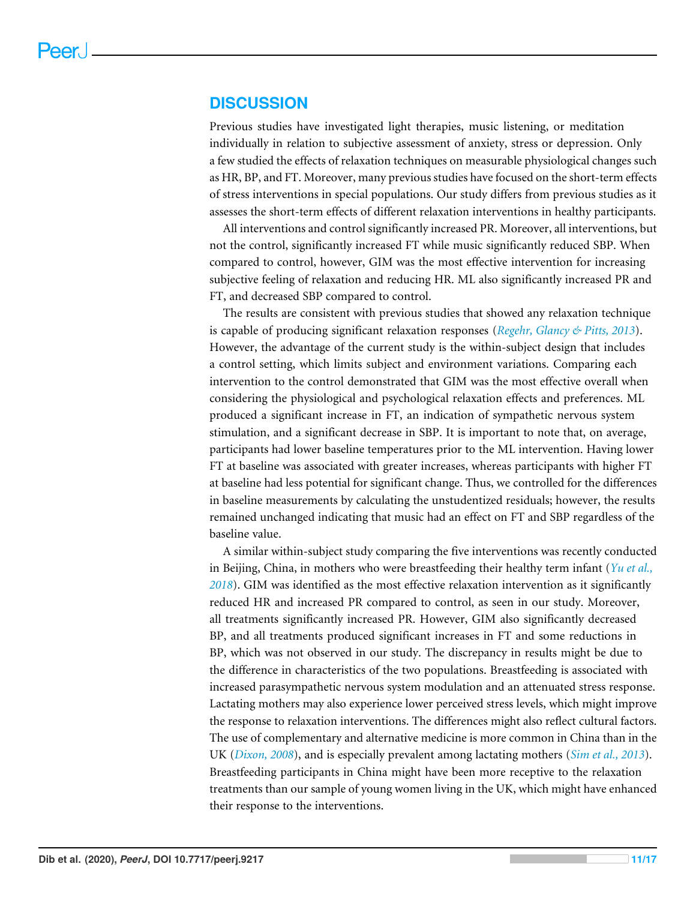## DISCUSSION

Previous studies have investigated light therapies, music listening, or meditation individually in relation to subjective assessment of anxiety, stress or depression. Only a few studied the effects of relaxation techniques on measurable physiological changes such as HR, BP, and FT. Moreover, many previous studies have focused on the short-term effects of stress interventions in special populations. Our study differs from previous studies as it assesses the short-term effects of different relaxation interventions in healthy participants.

All interventions and control significantly increased PR. Moreover, all interventions, but not the control, significantly increased FT while music significantly reduced SBP. When compared to control, however, GIM was the most effective intervention for increasing subjective feeling of relaxation and reducing HR. ML also significantly increased PR and FT, and decreased SBP compared to control.

The results are consistent with previous studies that showed any relaxation technique is capable of producing significant relaxation responses (*Regehr, Glancy & Pitts, 2013*). However, the advantage of the current study is the within-subject design that includes a control setting, which limits subject and environment variations. Comparing each intervention to the control demonstrated that GIM was the most effective overall when considering the physiological and psychological relaxation effects and preferences. ML produced a significant increase in FT, an indication of sympathetic nervous system stimulation, and a significant decrease in SBP. It is important to note that, on average, participants had lower baseline temperatures prior to the ML intervention. Having lower FT at baseline was associated with greater increases, whereas participants with higher FT at baseline had less potential for significant change. Thus, we controlled for the differences in baseline measurements by calculating the unstudentized residuals; however, the results remained unchanged indicating that music had an effect on FT and SBP regardless of the baseline value.

A similar within-subject study comparing the five interventions was recently conducted in Beijing, China, in mothers who were breastfeeding their healthy term infant (*Yu et al., 2018*). GIM was identified as the most effective relaxation intervention as it significantly reduced HR and increased PR compared to control, as seen in our study. Moreover, all treatments significantly increased PR. However, GIM also significantly decreased BP, and all treatments produced significant increases in FT and some reductions in BP, which was not observed in our study. The discrepancy in results might be due to the difference in characteristics of the two populations. Breastfeeding is associated with increased parasympathetic nervous system modulation and an attenuated stress response. Lactating mothers may also experience lower perceived stress levels, which might improve the response to relaxation interventions. The differences might also reflect cultural factors. The use of complementary and alternative medicine is more common in China than in the UK (*Dixon, 2008*), and is especially prevalent among lactating mothers (*Sim et al., 2013*). Breastfeeding participants in China might have been more receptive to the relaxation treatments than our sample of young women living in the UK, which might have enhanced their response to the interventions.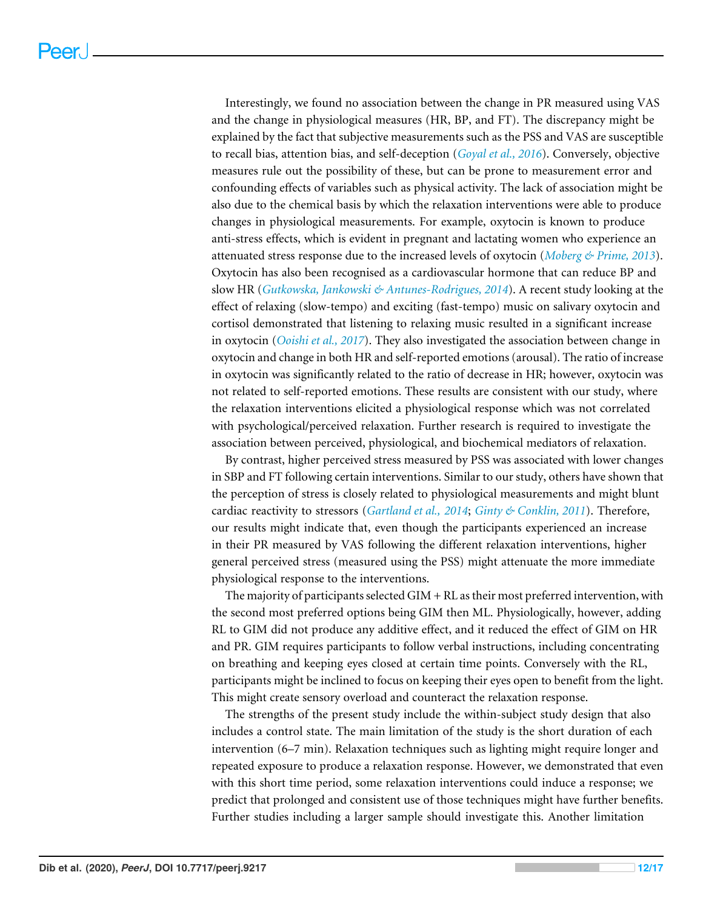Interestingly, we found no association between the change in PR measured using VAS and the change in physiological measures (HR, BP, and FT). The discrepancy might be explained by the fact that subjective measurements such as the PSS and VAS are susceptible to recall bias, attention bias, and self-deception (*Goyal et al., 2016*). Conversely, objective measures rule out the possibility of these, but can be prone to measurement error and confounding effects of variables such as physical activity. The lack of association might be also due to the chemical basis by which the relaxation interventions were able to produce changes in physiological measurements. For example, oxytocin is known to produce anti-stress effects, which is evident in pregnant and lactating women who experience an attenuated stress response due to the increased levels of oxytocin (*Moberg & Prime, 2013*). Oxytocin has also been recognised as a cardiovascular hormone that can reduce BP and slow HR (*Gutkowska, Jankowski & Antunes-Rodrigues, 2014*). A recent study looking at the effect of relaxing (slow-tempo) and exciting (fast-tempo) music on salivary oxytocin and cortisol demonstrated that listening to relaxing music resulted in a significant increase in oxytocin (*Ooishi et al., 2017*). They also investigated the association between change in oxytocin and change in both HR and self-reported emotions (arousal). The ratio of increase in oxytocin was significantly related to the ratio of decrease in HR; however, oxytocin was not related to self-reported emotions. These results are consistent with our study, where the relaxation interventions elicited a physiological response which was not correlated with psychological/perceived relaxation. Further research is required to investigate the association between perceived, physiological, and biochemical mediators of relaxation.

By contrast, higher perceived stress measured by PSS was associated with lower changes in SBP and FT following certain interventions. Similar to our study, others have shown that the perception of stress is closely related to physiological measurements and might blunt cardiac reactivity to stressors (*Gartland et al., 2014*; *Ginty & Conklin, 2011*). Therefore, our results might indicate that, even though the participants experienced an increase in their PR measured by VAS following the different relaxation interventions, higher general perceived stress (measured using the PSS) might attenuate the more immediate physiological response to the interventions.

The majority of participants selected GIM + RL as their most preferred intervention, with the second most preferred options being GIM then ML. Physiologically, however, adding RL to GIM did not produce any additive effect, and it reduced the effect of GIM on HR and PR. GIM requires participants to follow verbal instructions, including concentrating on breathing and keeping eyes closed at certain time points. Conversely with the RL, participants might be inclined to focus on keeping their eyes open to benefit from the light. This might create sensory overload and counteract the relaxation response.

The strengths of the present study include the within-subject study design that also includes a control state. The main limitation of the study is the short duration of each intervention (6–7 min). Relaxation techniques such as lighting might require longer and repeated exposure to produce a relaxation response. However, we demonstrated that even with this short time period, some relaxation interventions could induce a response; we predict that prolonged and consistent use of those techniques might have further benefits. Further studies including a larger sample should investigate this. Another limitation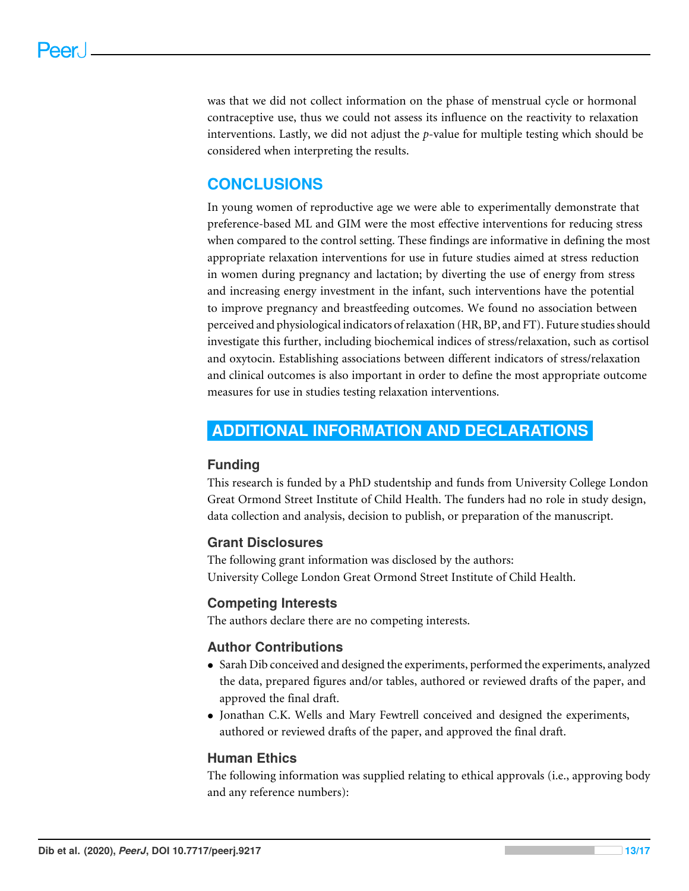was that we did not collect information on the phase of menstrual cycle or hormonal contraceptive use, thus we could not assess its influence on the reactivity to relaxation interventions. Lastly, we did not adjust the *p*-value for multiple testing which should be considered when interpreting the results.

## CONCLUSIONS

In young women of reproductive age we were able to experimentally demonstrate that preference-based ML and GIM were the most effective interventions for reducing stress when compared to the control setting. These findings are informative in defining the most appropriate relaxation interventions for use in future studies aimed at stress reduction in women during pregnancy and lactation; by diverting the use of energy from stress and increasing energy investment in the infant, such interventions have the potential to improve pregnancy and breastfeeding outcomes. We found no association between perceived and physiological indicators of relaxation (HR, BP, and FT). Future studies should investigate this further, including biochemical indices of stress/relaxation, such as cortisol and oxytocin. Establishing associations between different indicators of stress/relaxation and clinical outcomes is also important in order to define the most appropriate outcome measures for use in studies testing relaxation interventions.

## ADDITIONAL INFORMATION AND DECLARATIONS

### Funding

This research is funded by a PhD studentship and funds from University College London Great Ormond Street Institute of Child Health. The funders had no role in study design, data collection and analysis, decision to publish, or preparation of the manuscript.

### Grant Disclosures

The following grant information was disclosed by the authors:
University College London Great Ormond Street Institute of Child Health.

### Competing Interests

The authors declare there are no competing interests.

### Author Contributions

- Sarah Dib conceived and designed the experiments, performed the experiments, analyzed the data, prepared figures and/or tables, authored or reviewed drafts of the paper, and approved the final draft.
- Jonathan C.K. Wells and Mary Fewtrell conceived and designed the experiments, authored or reviewed drafts of the paper, and approved the final draft.

### Human Ethics

The following information was supplied relating to ethical approvals (i.e., approving body and any reference numbers):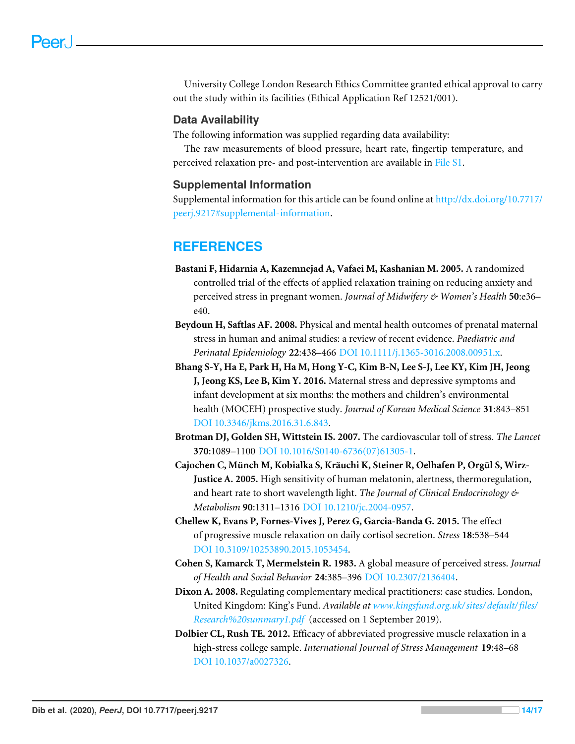University College London Research Ethics Committee granted ethical approval to carry out the study within its facilities (Ethical Application Ref 12521/001).

### Data Availability

The following information was supplied regarding data availability:

The raw measurements of blood pressure, heart rate, fingertip temperature, and perceived relaxation pre- and post-intervention are available in File S1.

### Supplemental Information

Supplemental information for this article can be found online at http://dx.doi.org/10.7717/peerj.9217#supplemental-information.

## REFERENCES

**Bastani F, Hidarnia A, Kazemnejad A, Vafaei M, Kashanian M. 2005.** A randomized controlled trial of the effects of applied relaxation training on reducing anxiety and perceived stress in pregnant women. *Journal of Midwifery & Women's Health* **50**:e36–e40.

**Beydoun H, Saftlas AF. 2008.** Physical and mental health outcomes of prenatal maternal stress in human and animal studies: a review of recent evidence. *Paediatric and Perinatal Epidemiology* **22**:438–466 DOI 10.1111/j.1365-3016.2008.00951.x.

**Bhang S-Y, Ha E, Park H, Ha M, Hong Y-C, Kim B-N, Lee S-J, Lee KY, Kim JH, Jeong J, Jeong KS, Lee B, Kim Y. 2016.** Maternal stress and depressive symptoms and infant development at six months: the mothers and children's environmental health (MOCEH) prospective study. *Journal of Korean Medical Science* **31**:843–851 DOI 10.3346/jkms.2016.31.6.843.

**Brotman DJ, Golden SH, Wittstein IS. 2007.** The cardiovascular toll of stress. *The Lancet* **370**:1089–1100 DOI 10.1016/S0140-6736(07)61305-1.

**Cajochen C, Münch M, Kobialka S, Kräuchi K, Steiner R, Oelhafen P, Orgül S, Wirz-Justice A. 2005.** High sensitivity of human melatonin, alertness, thermoregulation, and heart rate to short wavelength light. *The Journal of Clinical Endocrinology & Metabolism* **90**:1311–1316 DOI 10.1210/jc.2004-0957.

**Chellew K, Evans P, Fornes-Vives J, Perez G, Garcia-Banda G. 2015.** The effect of progressive muscle relaxation on daily cortisol secretion. *Stress* **18**:538–544 DOI 10.3109/10253890.2015.1053454.

**Cohen S, Kamarck T, Mermelstein R. 1983.** A global measure of perceived stress. *Journal of Health and Social Behavior* **24**:385–396 DOI 10.2307/2136404.

**Dixon A. 2008.** Regulating complementary medical practitioners: case studies. London, United Kingdom: King's Fund. *Available at www.kingsfund.org.uk/sites/default/files/Research%20summary1.pdf* (accessed on 1 September 2019).

**Dolbier CL, Rush TE. 2012.** Efficacy of abbreviated progressive muscle relaxation in a high-stress college sample. *International Journal of Stress Management* **19**:48–68 DOI 10.1037/a0027326.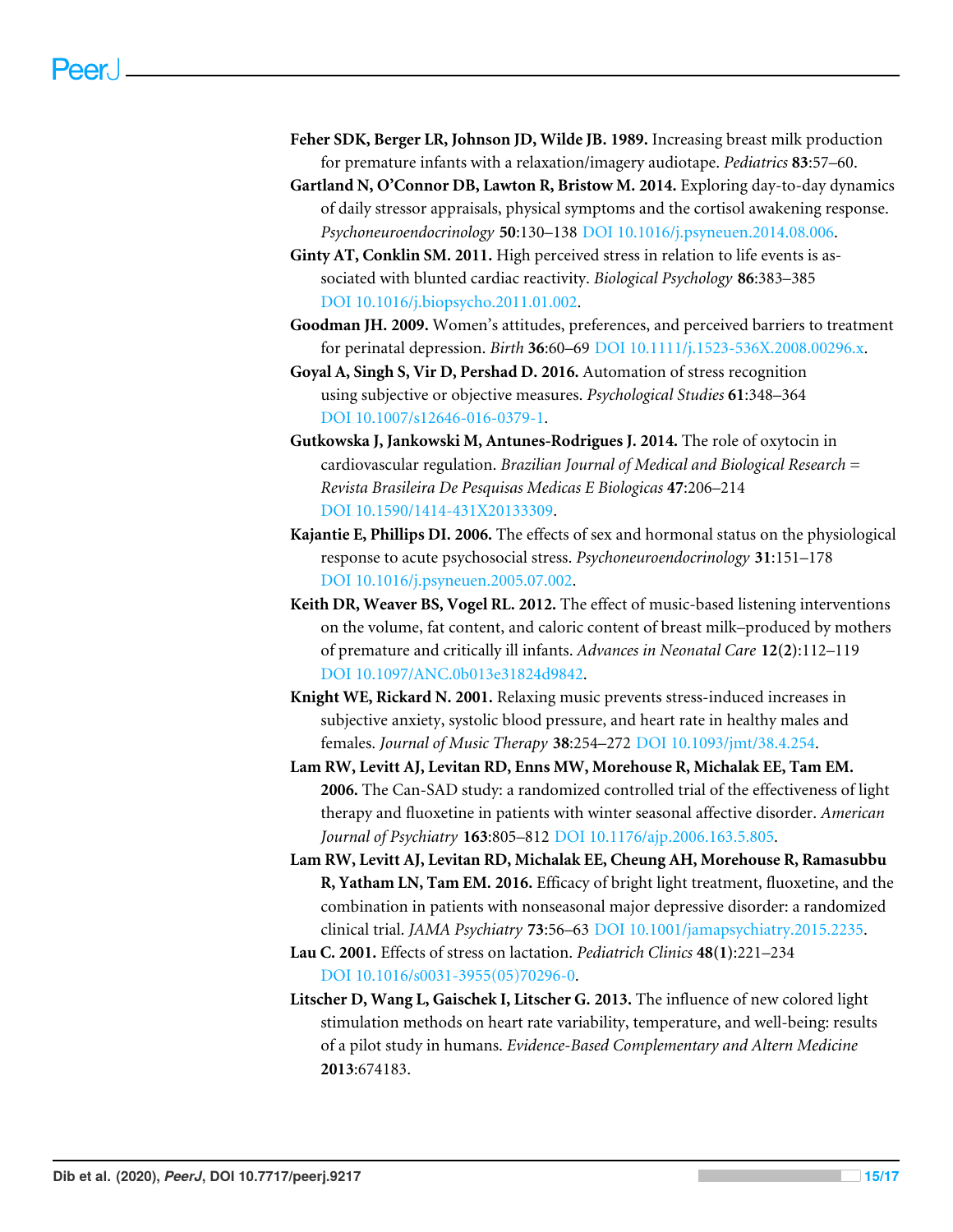**Feher SDK, Berger LR, Johnson JD, Wilde JB. 1989.** Increasing breast milk production for premature infants with a relaxation/imagery audiotape. *Pediatrics* **83**:57–60.

**Gartland N, O'Connor DB, Lawton R, Bristow M. 2014.** Exploring day-to-day dynamics of daily stressor appraisals, physical symptoms and the cortisol awakening response. *Psychoneuroendocrinology* **50**:130–138 DOI 10.1016/j.psyneuen.2014.08.006.

**Ginty AT, Conklin SM. 2011.** High perceived stress in relation to life events is associated with blunted cardiac reactivity. *Biological Psychology* **86**:383–385 DOI 10.1016/j.biopsycho.2011.01.002.

**Goodman JH. 2009.** Women's attitudes, preferences, and perceived barriers to treatment for perinatal depression. *Birth* **36**:60–69 DOI 10.1111/j.1523-536X.2008.00296.x.

**Goyal A, Singh S, Vir D, Pershad D. 2016.** Automation of stress recognition using subjective or objective measures. *Psychological Studies* **61**:348–364 DOI 10.1007/s12646-016-0379-1.

**Gutkowska J, Jankowski M, Antunes-Rodrigues J. 2014.** The role of oxytocin in cardiovascular regulation. *Brazilian Journal of Medical and Biological Research = Revista Brasileira De Pesquisas Medicas E Biologicas* **47**:206–214 DOI 10.1590/1414-431X20133309.

**Kajantie E, Phillips DI. 2006.** The effects of sex and hormonal status on the physiological response to acute psychosocial stress. *Psychoneuroendocrinology* **31**:151–178 DOI 10.1016/j.psyneuen.2005.07.002.

**Keith DR, Weaver BS, Vogel RL. 2012.** The effect of music-based listening interventions on the volume, fat content, and caloric content of breast milk–produced by mothers of premature and critically ill infants. *Advances in Neonatal Care* **12(2)**:112–119 DOI 10.1097/ANC.0b013e31824d9842.

**Knight WE, Rickard N. 2001.** Relaxing music prevents stress-induced increases in subjective anxiety, systolic blood pressure, and heart rate in healthy males and females. *Journal of Music Therapy* **38**:254–272 DOI 10.1093/jmt/38.4.254.

**Lam RW, Levitt AJ, Levitan RD, Enns MW, Morehouse R, Michalak EE, Tam EM. 2006.** The Can-SAD study: a randomized controlled trial of the effectiveness of light therapy and fluoxetine in patients with winter seasonal affective disorder. *American Journal of Psychiatry* **163**:805–812 DOI 10.1176/ajp.2006.163.5.805.

**Lam RW, Levitt AJ, Levitan RD, Michalak EE, Cheung AH, Morehouse R, Ramasubbu R, Yatham LN, Tam EM. 2016.** Efficacy of bright light treatment, fluoxetine, and the combination in patients with nonseasonal major depressive disorder: a randomized clinical trial. *JAMA Psychiatry* **73**:56–63 DOI 10.1001/jamapsychiatry.2015.2235.

**Lau C. 2001.** Effects of stress on lactation. *Pediatrich Clinics* **48(1)**:221–234 DOI 10.1016/s0031-3955(05)70296-0.

**Litscher D, Wang L, Gaischek I, Litscher G. 2013.** The influence of new colored light stimulation methods on heart rate variability, temperature, and well-being: results of a pilot study in humans. *Evidence-Based Complementary and Altern Medicine* **2013**:674183.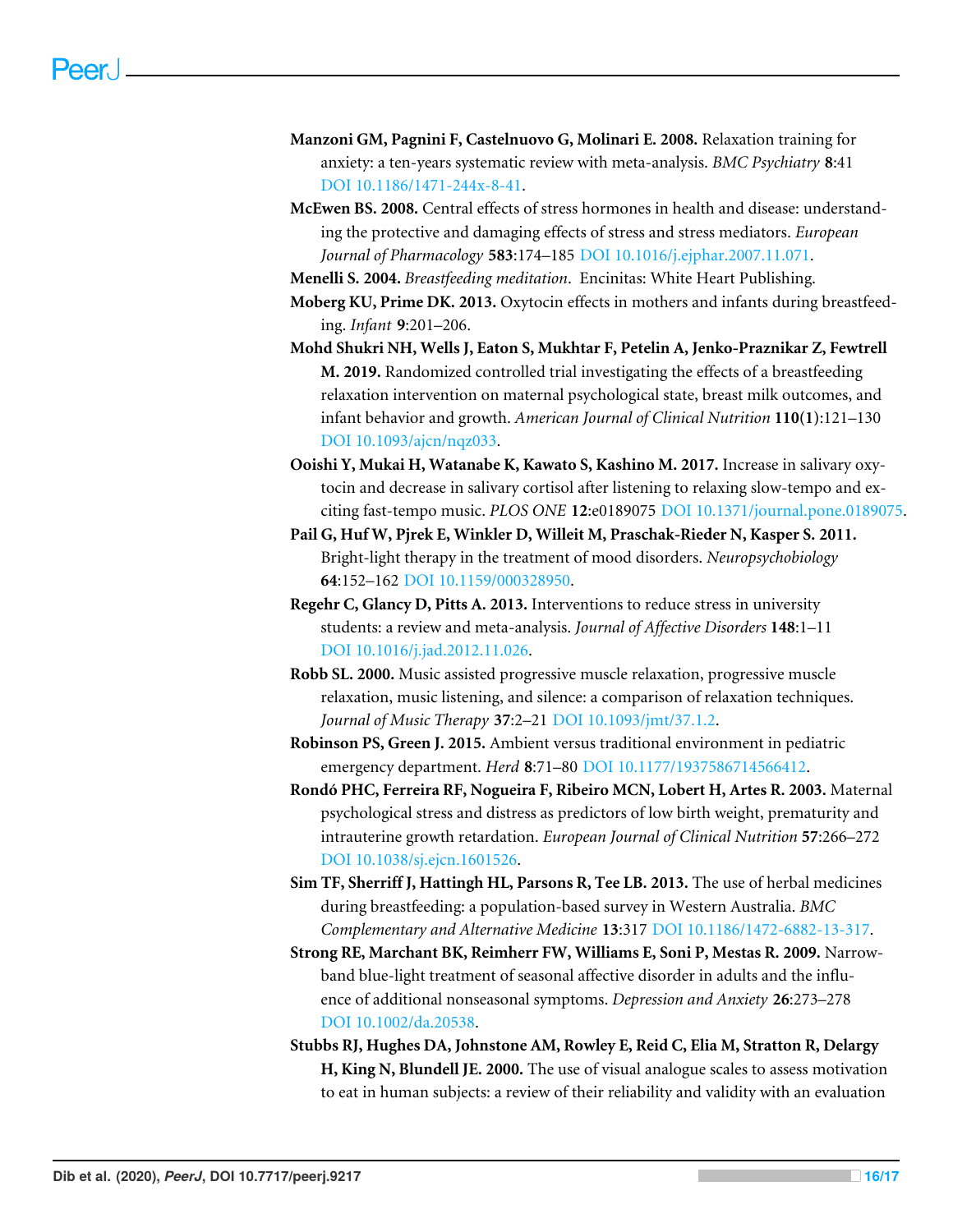**Manzoni GM, Pagnini F, Castelnuovo G, Molinari E. 2008.** Relaxation training for anxiety: a ten-years systematic review with meta-analysis. *BMC Psychiatry* **8**:41 DOI 10.1186/1471-244x-8-41.

**McEwen BS. 2008.** Central effects of stress hormones in health and disease: understanding the protective and damaging effects of stress and stress mediators. *European Journal of Pharmacology* **583**:174–185 DOI 10.1016/j.ejphar.2007.11.071.

**Menelli S. 2004.** *Breastfeeding meditation*. Encinitas: White Heart Publishing.

**Moberg KU, Prime DK. 2013.** Oxytocin effects in mothers and infants during breastfeeding. *Infant* **9**:201–206.

**Mohd Shukri NH, Wells J, Eaton S, Mukhtar F, Petelin A, Jenko-Praznikar Z, Fewtrell M. 2019.** Randomized controlled trial investigating the effects of a breastfeeding relaxation intervention on maternal psychological state, breast milk outcomes, and infant behavior and growth. *American Journal of Clinical Nutrition* **110(1)**:121–130 DOI 10.1093/ajcn/nqz033.

**Ooishi Y, Mukai H, Watanabe K, Kawato S, Kashino M. 2017.** Increase in salivary oxytocin and decrease in salivary cortisol after listening to relaxing slow-tempo and exciting fast-tempo music. *PLOS ONE* **12**:e0189075 DOI 10.1371/journal.pone.0189075.

**Pail G, Huf W, Pjrek E, Winkler D, Willeit M, Praschak-Rieder N, Kasper S. 2011.** Bright-light therapy in the treatment of mood disorders. *Neuropsychobiology* **64**:152–162 DOI 10.1159/000328950.

**Regehr C, Glancy D, Pitts A. 2013.** Interventions to reduce stress in university students: a review and meta-analysis. *Journal of Affective Disorders* **148**:1–11 DOI 10.1016/j.jad.2012.11.026.

**Robb SL. 2000.** Music assisted progressive muscle relaxation, progressive muscle relaxation, music listening, and silence: a comparison of relaxation techniques. *Journal of Music Therapy* **37**:2–21 DOI 10.1093/jmt/37.1.2.

**Robinson PS, Green J. 2015.** Ambient versus traditional environment in pediatric emergency department. *Herd* **8**:71–80 DOI 10.1177/1937586714566412.

**Rondó PHC, Ferreira RF, Nogueira F, Ribeiro MCN, Lobert H, Artes R. 2003.** Maternal psychological stress and distress as predictors of low birth weight, prematurity and intrauterine growth retardation. *European Journal of Clinical Nutrition* **57**:266–272 DOI 10.1038/sj.ejcn.1601526.

**Sim TF, Sherriff J, Hattingh HL, Parsons R, Tee LB. 2013.** The use of herbal medicines during breastfeeding: a population-based survey in Western Australia. *BMC Complementary and Alternative Medicine* **13**:317 DOI 10.1186/1472-6882-13-317.

**Strong RE, Marchant BK, Reimherr FW, Williams E, Soni P, Mestas R. 2009.** Narrow-band blue-light treatment of seasonal affective disorder in adults and the influence of additional nonseasonal symptoms. *Depression and Anxiety* **26**:273–278 DOI 10.1002/da.20538.

**Stubbs RJ, Hughes DA, Johnstone AM, Rowley E, Reid C, Elia M, Stratton R, Delargy H, King N, Blundell JE. 2000.** The use of visual analogue scales to assess motivation to eat in human subjects: a review of their reliability and validity with an evaluation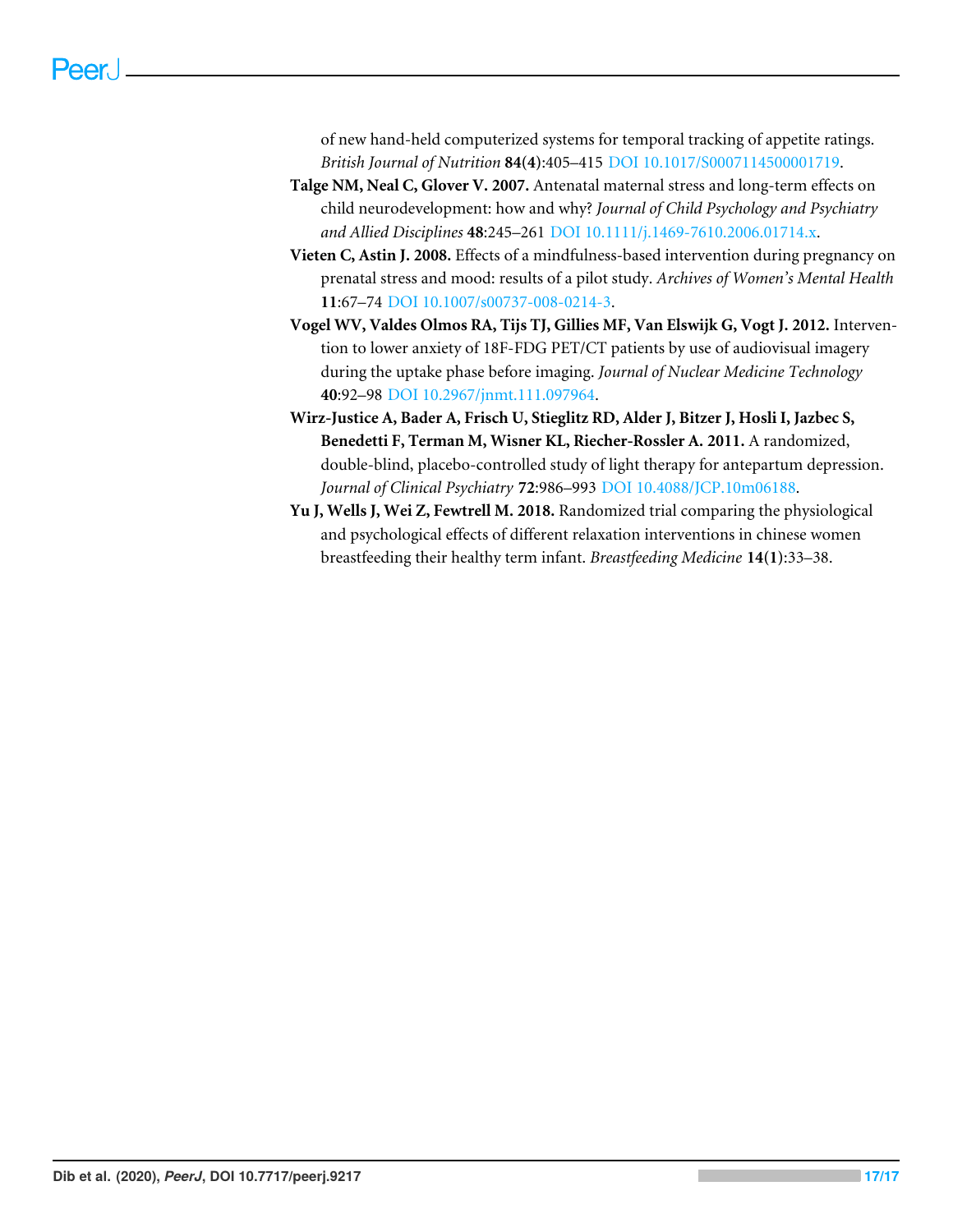of new hand-held computerized systems for temporal tracking of appetite ratings. *British Journal of Nutrition* **84(4)**:405–415 DOI 10.1017/S0007114500001719.

**Talge NM, Neal C, Glover V. 2007.** Antenatal maternal stress and long-term effects on child neurodevelopment: how and why? *Journal of Child Psychology and Psychiatry and Allied Disciplines* **48**:245–261 DOI 10.1111/j.1469-7610.2006.01714.x.

**Vieten C, Astin J. 2008.** Effects of a mindfulness-based intervention during pregnancy on prenatal stress and mood: results of a pilot study. *Archives of Women's Mental Health* **11**:67–74 DOI 10.1007/s00737-008-0214-3.

**Vogel WV, Valdes Olmos RA, Tijs TJ, Gillies MF, Van Elswijk G, Vogt J. 2012.** Intervention to lower anxiety of 18F-FDG PET/CT patients by use of audiovisual imagery during the uptake phase before imaging. *Journal of Nuclear Medicine Technology* **40**:92–98 DOI 10.2967/jnmt.111.097964.

**Wirz-Justice A, Bader A, Frisch U, Stieglitz RD, Alder J, Bitzer J, Hosli I, Jazbec S, Benedetti F, Terman M, Wisner KL, Riecher-Rossler A. 2011.** A randomized, double-blind, placebo-controlled study of light therapy for antepartum depression. *Journal of Clinical Psychiatry* **72**:986–993 DOI 10.4088/JCP.10m06188.

**Yu J, Wells J, Wei Z, Fewtrell M. 2018.** Randomized trial comparing the physiological and psychological effects of different relaxation interventions in chinese women breastfeeding their healthy term infant. *Breastfeeding Medicine* **14(1)**:33–38.